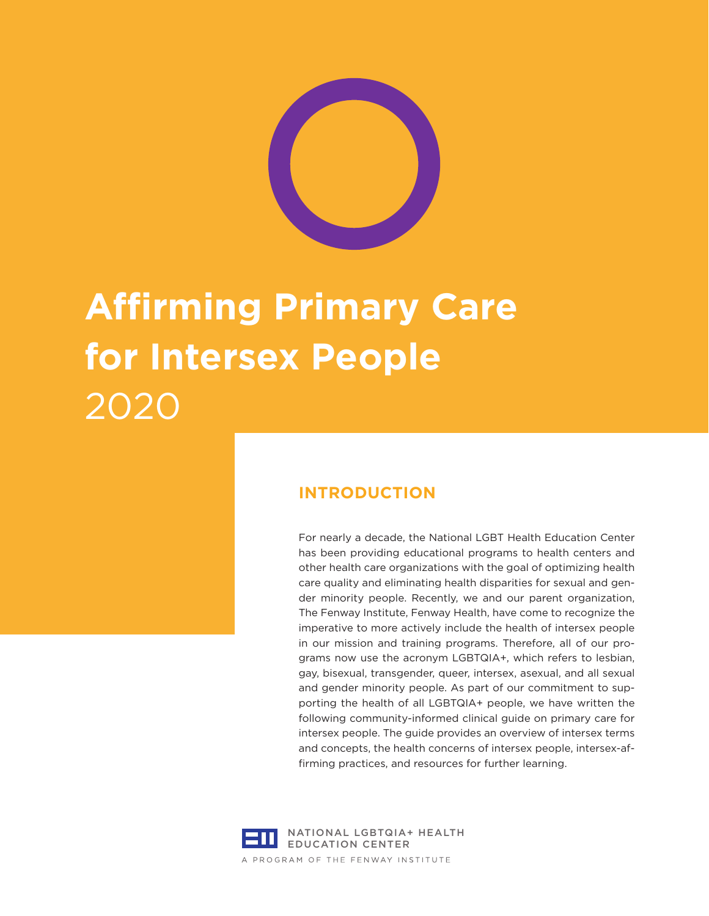# Affirming Primary Care for Intersex People

2020

## INTRODUCTION

For nearly a decade, the National LGBT Health Education Center has been providing educational programs to health centers and other health care organizations with the goal of optimizing health care quality and eliminating health disparities for sexual and gender minority people. Recently, we and our parent organization, The Fenway Institute, Fenway Health, have come to recognize the imperative to more actively include the health of intersex people in our mission and training programs. Therefore, all of our programs now use the acronym LGBTQIA+, which refers to lesbian, gay, bisexual, transgender, queer, intersex, asexual, and all sexual and gender minority people. As part of our commitment to supporting the health of all LGBTQIA+ people, we have written the following community-informed clinical guide on primary care for intersex people. The guide provides an overview of intersex terms and concepts, the health concerns of intersex people, intersex-affirming practices, and resources for further learning.

NATIONAL LGBTQIA+ HEALTH EDUCATION CENTER

A PROGRAM OF THE FENWAY INSTITUTE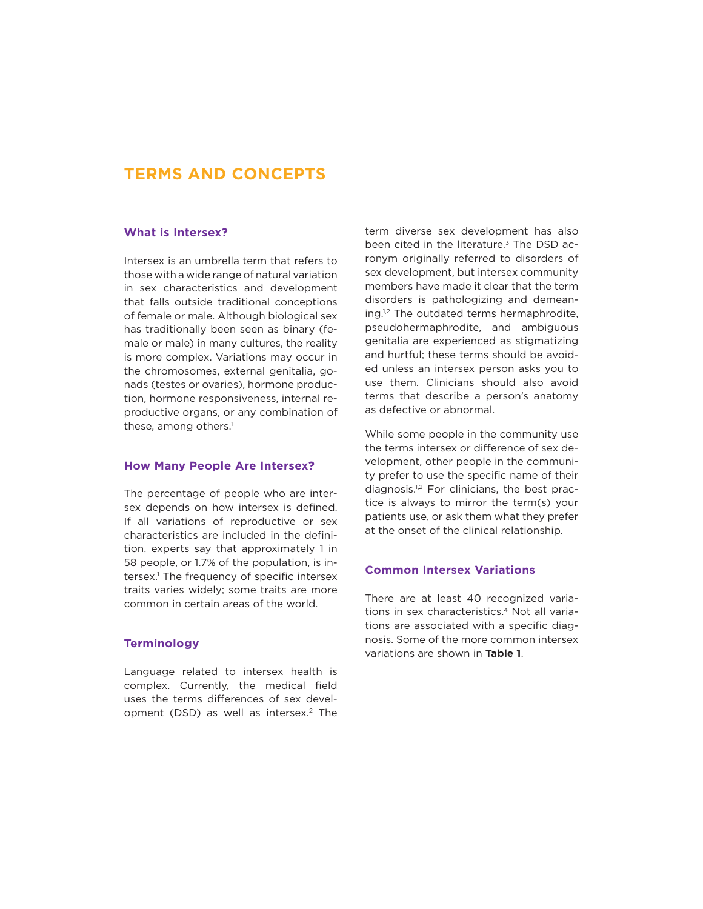# TERMS AND CONCEPTS

## What is Intersex?

Intersex is an umbrella term that refers to those with a wide range of natural variation in sex characteristics and development that falls outside traditional conceptions of female or male. Although biological sex has traditionally been seen as binary (female or male) in many cultures, the reality is more complex. Variations may occur in the chromosomes, external genitalia, gonads (testes or ovaries), hormone production, hormone responsiveness, internal reproductive organs, or any combination of these, among others.[1]

## How Many People Are Intersex?

The percentage of people who are intersex depends on how intersex is defined. If all variations of reproductive or sex characteristics are included in the definition, experts say that approximately 1 in 58 people, or 1.7% of the population, is intersex.[1] The frequency of specific intersex traits varies widely; some traits are more common in certain areas of the world.

## Terminology

Language related to intersex health is complex. Currently, the medical field uses the terms differences of sex development (DSD) as well as intersex.[2] The term diverse sex development has also been cited in the literature.[3] The DSD acronym originally referred to disorders of sex development, but intersex community members have made it clear that the term disorders is pathologizing and demeaning.[1,2] The outdated terms hermaphrodite, pseudohermaphrodite, and ambiguous genitalia are experienced as stigmatizing and hurtful; these terms should be avoided unless an intersex person asks you to use them. Clinicians should also avoid terms that describe a person's anatomy as defective or abnormal.

While some people in the community use the terms intersex or difference of sex development, other people in the community prefer to use the specific name of their diagnosis.[1,2] For clinicians, the best practice is always to mirror the term(s) your patients use, or ask them what they prefer at the onset of the clinical relationship.

## Common Intersex Variations

There are at least 40 recognized variations in sex characteristics.[4] Not all variations are associated with a specific diagnosis. Some of the more common intersex variations are shown in **Table 1**.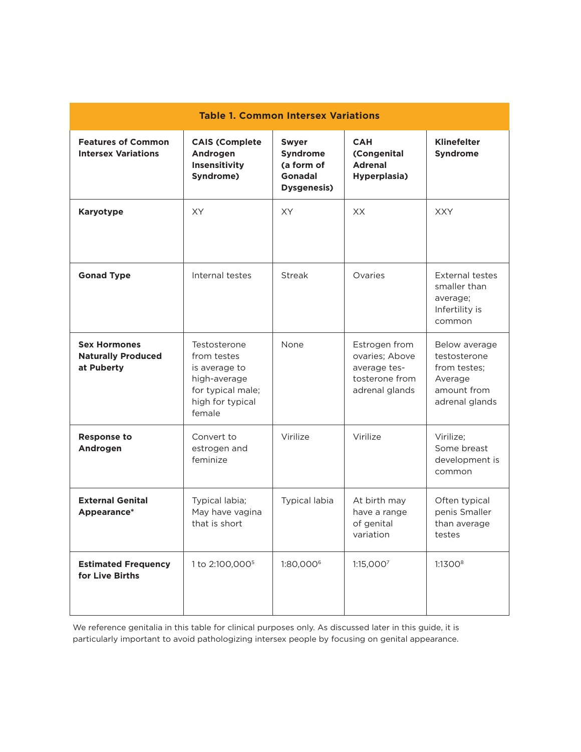| Table 1. Common Intersex Variations | | | | |
|---|---|---|---|---|
| **Features of Common Intersex Variations** | **CAIS (Complete Androgen Insensitivity Syndrome)** | **Swyer Syndrome (a form of Gonadal Dysgenesis)** | **CAH (Congenital Adrenal Hyperplasia)** | **Klinefelter Syndrome** |
| **Karyotype** | XY | XY | XX | XXY |
| **Gonad Type** | Internal testes | Streak | Ovaries | External testes smaller than average; Infertility is common |
| **Sex Hormones Naturally Produced at Puberty** | Testosterone from testes is average to high-average for typical male; high for typical female | None | Estrogen from ovaries; Above average testosterone from adrenal glands | Below average testosterone from testes; Average amount from adrenal glands |
| **Response to Androgen** | Convert to estrogen and feminize | Virilize | Virilize | Virilize; Some breast development is common |
| **External Genital Appearance*** | Typical labia; May have vagina that is short | Typical labia | At birth may have a range of genital variation | Often typical penis Smaller than average testes |
| **Estimated Frequency for Live Births** | 1 to 2:100,000[5] | 1:80,000[6] | 1:15,000[7] | 1:1300[8] |

We reference genitalia in this table for clinical purposes only. As discussed later in this guide, it is particularly important to avoid pathologizing intersex people by focusing on genital appearance.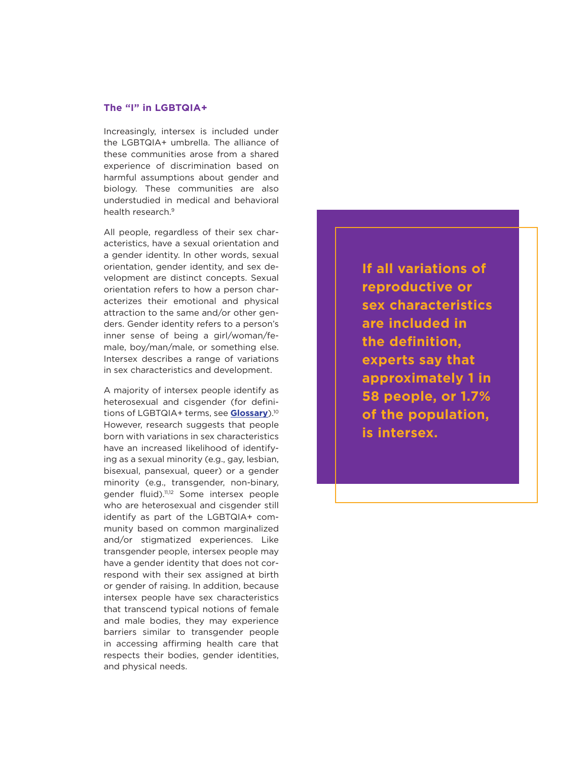### The "I" in LGBTQIA+

Increasingly, intersex is included under the LGBTQIA+ umbrella. The alliance of these communities arose from a shared experience of discrimination based on harmful assumptions about gender and biology. These communities are also understudied in medical and behavioral health research.[9]

All people, regardless of their sex characteristics, have a sexual orientation and a gender identity. In other words, sexual orientation, gender identity, and sex development are distinct concepts. Sexual orientation refers to how a person characterizes their emotional and physical attraction to the same and/or other genders. Gender identity refers to a person's inner sense of being a girl/woman/female, boy/man/male, or something else. Intersex describes a range of variations in sex characteristics and development.

A majority of intersex people identify as heterosexual and cisgender (for definitions of LGBTQIA+ terms, see **Glossary**).[10] However, research suggests that people born with variations in sex characteristics have an increased likelihood of identifying as a sexual minority (e.g., gay, lesbian, bisexual, pansexual, queer) or a gender minority (e.g., transgender, non-binary, gender fluid).[11,12] Some intersex people who are heterosexual and cisgender still identify as part of the LGBTQIA+ community based on common marginalized and/or stigmatized experiences. Like transgender people, intersex people may have a gender identity that does not correspond with their sex assigned at birth or gender of raising. In addition, because intersex people have sex characteristics that transcend typical notions of female and male bodies, they may experience barriers similar to transgender people in accessing affirming health care that respects their bodies, gender identities, and physical needs.

**If all variations of reproductive or sex characteristics are included in the definition, experts say that approximately 1 in 58 people, or 1.7% of the population, is intersex.**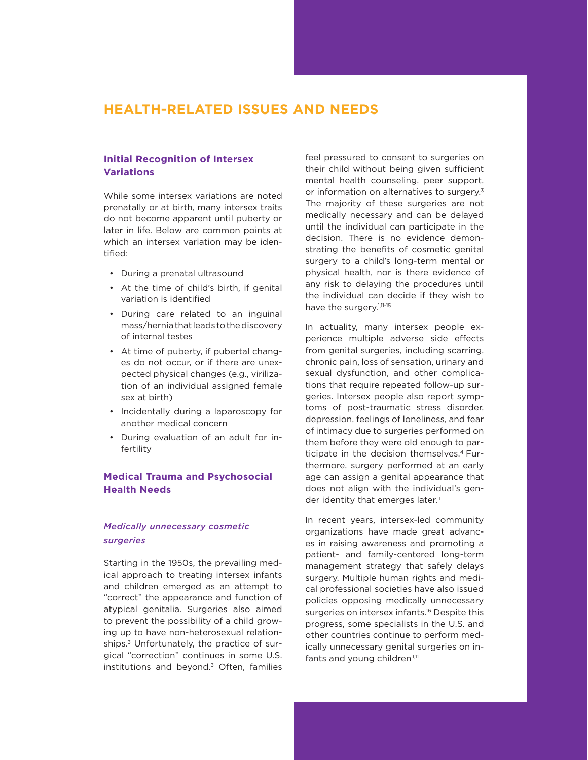## HEALTH-RELATED ISSUES AND NEEDS

### Initial Recognition of Intersex Variations

While some intersex variations are noted prenatally or at birth, many intersex traits do not become apparent until puberty or later in life. Below are common points at which an intersex variation may be identified:

- During a prenatal ultrasound
- At the time of child's birth, if genital variation is identified
- During care related to an inguinal mass/hernia that leads to the discovery of internal testes
- At time of puberty, if pubertal changes do not occur, or if there are unexpected physical changes (e.g., virilization of an individual assigned female sex at birth)
- Incidentally during a laparoscopy for another medical concern
- During evaluation of an adult for infertility

### Medical Trauma and Psychosocial Health Needs

#### *Medically unnecessary cosmetic surgeries*

Starting in the 1950s, the prevailing medical approach to treating intersex infants and children emerged as an attempt to "correct" the appearance and function of atypical genitalia. Surgeries also aimed to prevent the possibility of a child growing up to have non-heterosexual relationships.[3] Unfortunately, the practice of surgical "correction" continues in some U.S. institutions and beyond.[3] Often, families feel pressured to consent to surgeries on their child without being given sufficient mental health counseling, peer support, or information on alternatives to surgery.[3] The majority of these surgeries are not medically necessary and can be delayed until the individual can participate in the decision. There is no evidence demonstrating the benefits of cosmetic genital surgery to a child's long-term mental or physical health, nor is there evidence of any risk to delaying the procedures until the individual can decide if they wish to have the surgery.[1,11-15]

In actuality, many intersex people experience multiple adverse side effects from genital surgeries, including scarring, chronic pain, loss of sensation, urinary and sexual dysfunction, and other complications that require repeated follow-up surgeries. Intersex people also report symptoms of post-traumatic stress disorder, depression, feelings of loneliness, and fear of intimacy due to surgeries performed on them before they were old enough to participate in the decision themselves.[4] Furthermore, surgery performed at an early age can assign a genital appearance that does not align with the individual's gender identity that emerges later.[11]

In recent years, intersex-led community organizations have made great advances in raising awareness and promoting a patient- and family-centered long-term management strategy that safely delays surgery. Multiple human rights and medical professional societies have also issued policies opposing medically unnecessary surgeries on intersex infants.[16] Despite this progress, some specialists in the U.S. and other countries continue to perform medically unnecessary genital surgeries on infants and young children[1,11]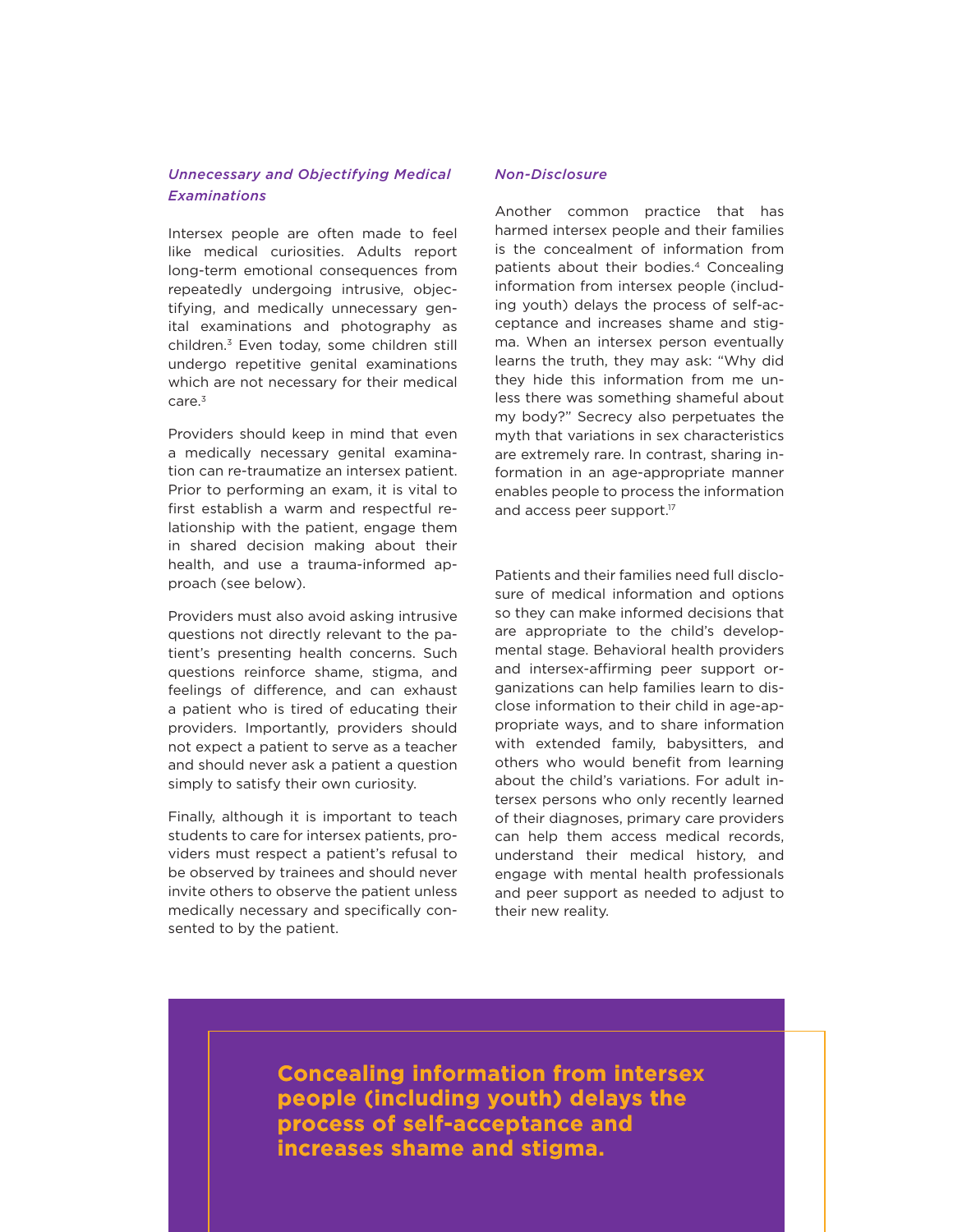### *Unnecessary and Objectifying Medical Examinations*

Intersex people are often made to feel like medical curiosities. Adults report long-term emotional consequences from repeatedly undergoing intrusive, objectifying, and medically unnecessary genital examinations and photography as children.[3] Even today, some children still undergo repetitive genital examinations which are not necessary for their medical care.[3]

Providers should keep in mind that even a medically necessary genital examination can re-traumatize an intersex patient. Prior to performing an exam, it is vital to first establish a warm and respectful relationship with the patient, engage them in shared decision making about their health, and use a trauma-informed approach (see below).

Providers must also avoid asking intrusive questions not directly relevant to the patient's presenting health concerns. Such questions reinforce shame, stigma, and feelings of difference, and can exhaust a patient who is tired of educating their providers. Importantly, providers should not expect a patient to serve as a teacher and should never ask a patient a question simply to satisfy their own curiosity.

Finally, although it is important to teach students to care for intersex patients, providers must respect a patient's refusal to be observed by trainees and should never invite others to observe the patient unless medically necessary and specifically consented to by the patient.

### *Non-Disclosure*

Another common practice that has harmed intersex people and their families is the concealment of information from patients about their bodies.[4] Concealing information from intersex people (including youth) delays the process of self-acceptance and increases shame and stigma. When an intersex person eventually learns the truth, they may ask: "Why did they hide this information from me unless there was something shameful about my body?" Secrecy also perpetuates the myth that variations in sex characteristics are extremely rare. In contrast, sharing information in an age-appropriate manner enables people to process the information and access peer support.[17]

Patients and their families need full disclosure of medical information and options so they can make informed decisions that are appropriate to the child's developmental stage. Behavioral health providers and intersex-affirming peer support organizations can help families learn to disclose information to their child in age-appropriate ways, and to share information with extended family, babysitters, and others who would benefit from learning about the child's variations. For adult intersex persons who only recently learned of their diagnoses, primary care providers can help them access medical records, understand their medical history, and engage with mental health professionals and peer support as needed to adjust to their new reality.

**Concealing information from intersex people (including youth) delays the process of self-acceptance and increases shame and stigma.**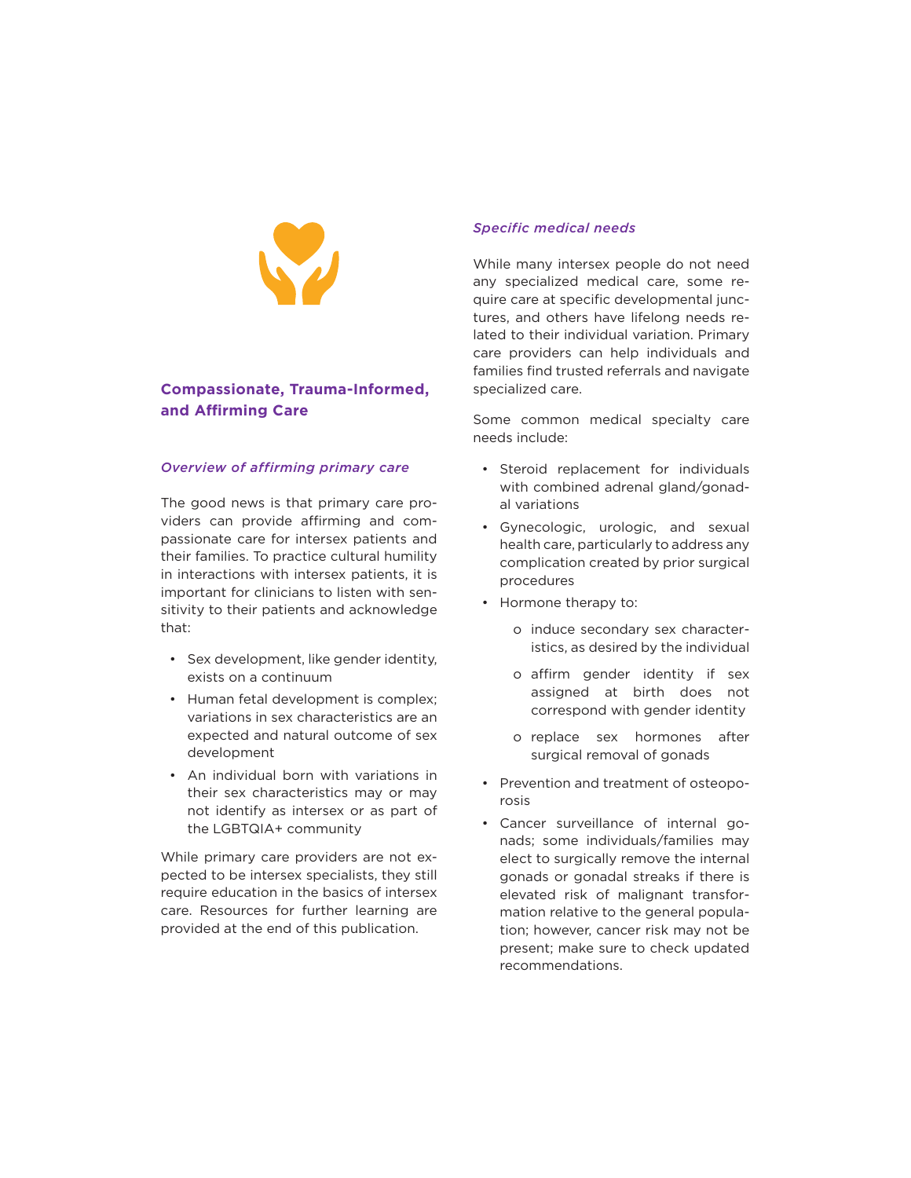## Compassionate, Trauma-Informed, and Affirming Care

### *Overview of affirming primary care*

The good news is that primary care providers can provide affirming and compassionate care for intersex patients and their families. To practice cultural humility in interactions with intersex patients, it is important for clinicians to listen with sensitivity to their patients and acknowledge that:

- Sex development, like gender identity, exists on a continuum
- Human fetal development is complex; variations in sex characteristics are an expected and natural outcome of sex development
- An individual born with variations in their sex characteristics may or may not identify as intersex or as part of the LGBTQIA+ community

While primary care providers are not expected to be intersex specialists, they still require education in the basics of intersex care. Resources for further learning are provided at the end of this publication.

### *Specific medical needs*

While many intersex people do not need any specialized medical care, some require care at specific developmental junctures, and others have lifelong needs related to their individual variation. Primary care providers can help individuals and families find trusted referrals and navigate specialized care.

Some common medical specialty care needs include:

- Steroid replacement for individuals with combined adrenal gland/gonadal variations
- Gynecologic, urologic, and sexual health care, particularly to address any complication created by prior surgical procedures
- Hormone therapy to:
  - induce secondary sex characteristics, as desired by the individual
  - affirm gender identity if sex assigned at birth does not correspond with gender identity
  - replace sex hormones after surgical removal of gonads
- Prevention and treatment of osteoporosis
- Cancer surveillance of internal gonads; some individuals/families may elect to surgically remove the internal gonads or gonadal streaks if there is elevated risk of malignant transformation relative to the general population; however, cancer risk may not be present; make sure to check updated recommendations.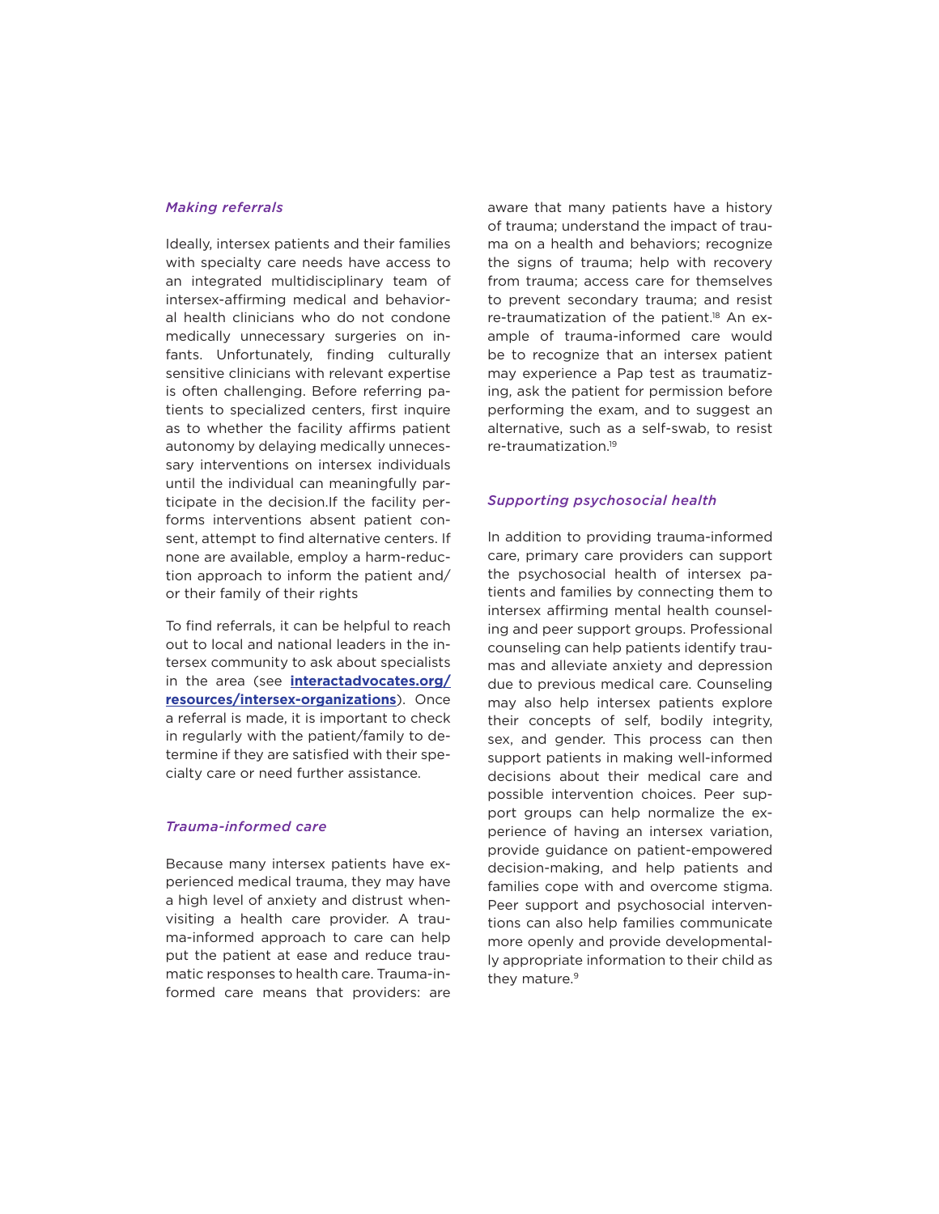### *Making referrals*

Ideally, intersex patients and their families with specialty care needs have access to an integrated multidisciplinary team of intersex-affirming medical and behavioral health clinicians who do not condone medically unnecessary surgeries on infants. Unfortunately, finding culturally sensitive clinicians with relevant expertise is often challenging. Before referring patients to specialized centers, first inquire as to whether the facility affirms patient autonomy by delaying medically unnecessary interventions on intersex individuals until the individual can meaningfully participate in the decision.If the facility performs interventions absent patient consent, attempt to find alternative centers. If none are available, employ a harm-reduction approach to inform the patient and/or their family of their rights

To find referrals, it can be helpful to reach out to local and national leaders in the intersex community to ask about specialists in the area (see **interactadvocates.org/resources/intersex-organizations**). Once a referral is made, it is important to check in regularly with the patient/family to determine if they are satisfied with their specialty care or need further assistance.

### *Trauma-informed care*

Because many intersex patients have experienced medical trauma, they may have a high level of anxiety and distrust when visiting a health care provider. A trauma-informed approach to care can help put the patient at ease and reduce traumatic responses to health care. Trauma-informed care means that providers: are aware that many patients have a history of trauma; understand the impact of trauma on a health and behaviors; recognize the signs of trauma; help with recovery from trauma; access care for themselves to prevent secondary trauma; and resist re-traumatization of the patient.[18] An example of trauma-informed care would be to recognize that an intersex patient may experience a Pap test as traumatizing, ask the patient for permission before performing the exam, and to suggest an alternative, such as a self-swab, to resist re-traumatization.[19]

### *Supporting psychosocial health*

In addition to providing trauma-informed care, primary care providers can support the psychosocial health of intersex patients and families by connecting them to intersex affirming mental health counseling and peer support groups. Professional counseling can help patients identify traumas and alleviate anxiety and depression due to previous medical care. Counseling may also help intersex patients explore their concepts of self, bodily integrity, sex, and gender. This process can then support patients in making well-informed decisions about their medical care and possible intervention choices. Peer support groups can help normalize the experience of having an intersex variation, provide guidance on patient-empowered decision-making, and help patients and families cope with and overcome stigma. Peer support and psychosocial interventions can also help families communicate more openly and provide developmentally appropriate information to their child as they mature.[9]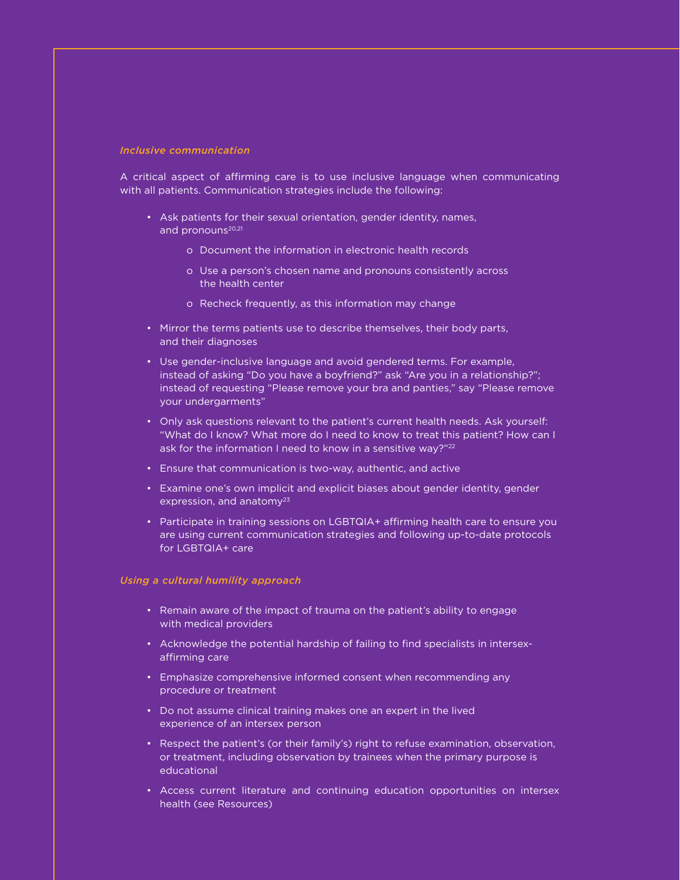*Inclusive communication*

A critical aspect of affirming care is to use inclusive language when communicating with all patients. Communication strategies include the following:

- Ask patients for their sexual orientation, gender identity, names, and pronouns[20,21]
  - Document the information in electronic health records
  - Use a person's chosen name and pronouns consistently across the health center
  - Recheck frequently, as this information may change
- Mirror the terms patients use to describe themselves, their body parts, and their diagnoses
- Use gender-inclusive language and avoid gendered terms. For example, instead of asking "Do you have a boyfriend?" ask "Are you in a relationship?"; instead of requesting "Please remove your bra and panties," say "Please remove your undergarments"
- Only ask questions relevant to the patient's current health needs. Ask yourself: "What do I know? What more do I need to know to treat this patient? How can I ask for the information I need to know in a sensitive way?"[22]
- Ensure that communication is two-way, authentic, and active
- Examine one's own implicit and explicit biases about gender identity, gender expression, and anatomy[23]
- Participate in training sessions on LGBTQIA+ affirming health care to ensure you are using current communication strategies and following up-to-date protocols for LGBTQIA+ care

*Using a cultural humility approach*

- Remain aware of the impact of trauma on the patient's ability to engage with medical providers
- Acknowledge the potential hardship of failing to find specialists in intersex-affirming care
- Emphasize comprehensive informed consent when recommending any procedure or treatment
- Do not assume clinical training makes one an expert in the lived experience of an intersex person
- Respect the patient's (or their family's) right to refuse examination, observation, or treatment, including observation by trainees when the primary purpose is educational
- Access current literature and continuing education opportunities on intersex health (see Resources)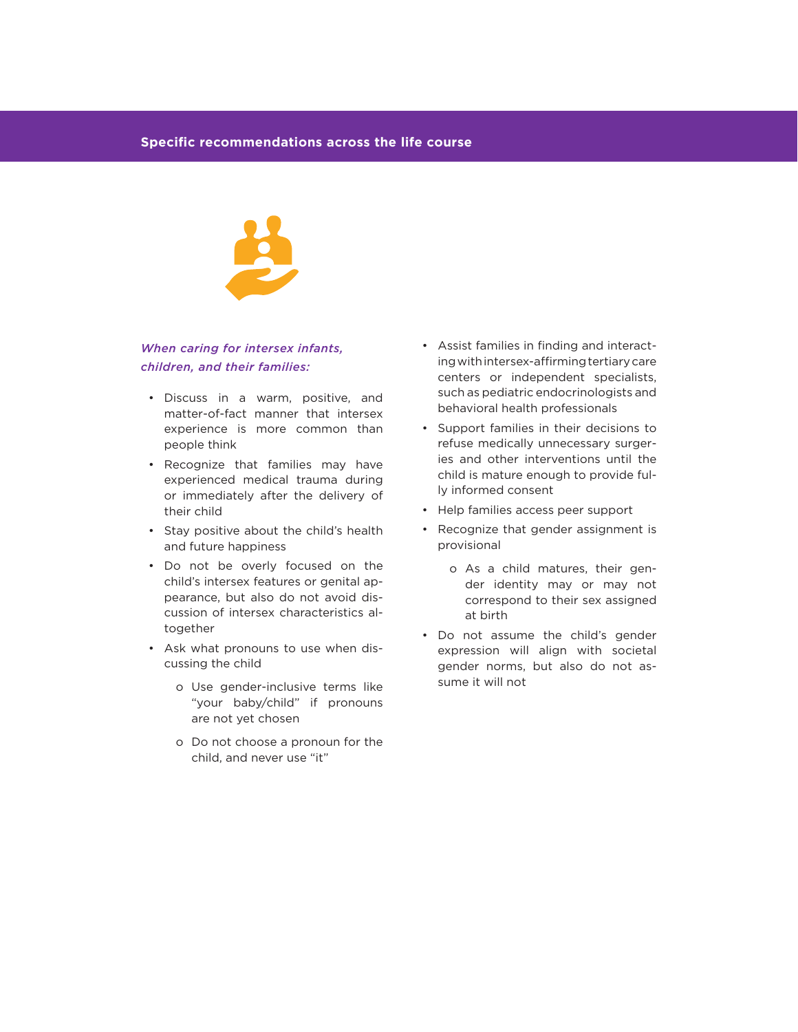## Specific recommendations across the life course

*When caring for intersex infants, children, and their families:*

- Discuss in a warm, positive, and matter-of-fact manner that intersex experience is more common than people think
- Recognize that families may have experienced medical trauma during or immediately after the delivery of their child
- Stay positive about the child's health and future happiness
- Do not be overly focused on the child's intersex features or genital appearance, but also do not avoid discussion of intersex characteristics altogether
- Ask what pronouns to use when discussing the child
  - Use gender-inclusive terms like "your baby/child" if pronouns are not yet chosen
  - Do not choose a pronoun for the child, and never use "it"
- Assist families in finding and interacting with intersex-affirming tertiary care centers or independent specialists, such as pediatric endocrinologists and behavioral health professionals
- Support families in their decisions to refuse medically unnecessary surgeries and other interventions until the child is mature enough to provide fully informed consent
- Help families access peer support
- Recognize that gender assignment is provisional
  - As a child matures, their gender identity may or may not correspond to their sex assigned at birth
- Do not assume the child's gender expression will align with societal gender norms, but also do not assume it will not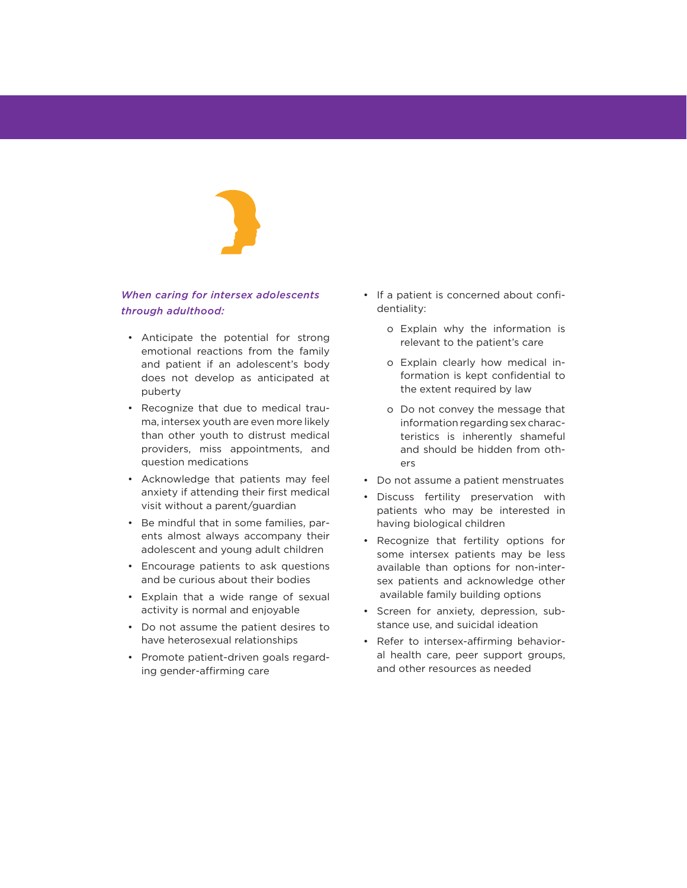*When caring for intersex adolescents through adulthood:*

- Anticipate the potential for strong emotional reactions from the family and patient if an adolescent's body does not develop as anticipated at puberty
- Recognize that due to medical trauma, intersex youth are even more likely than other youth to distrust medical providers, miss appointments, and question medications
- Acknowledge that patients may feel anxiety if attending their first medical visit without a parent/guardian
- Be mindful that in some families, parents almost always accompany their adolescent and young adult children
- Encourage patients to ask questions and be curious about their bodies
- Explain that a wide range of sexual activity is normal and enjoyable
- Do not assume the patient desires to have heterosexual relationships
- Promote patient-driven goals regarding gender-affirming care
- If a patient is concerned about confidentiality:
    - Explain why the information is relevant to the patient's care
    - Explain clearly how medical information is kept confidential to the extent required by law
    - Do not convey the message that information regarding sex characteristics is inherently shameful and should be hidden from others
- Do not assume a patient menstruates
- Discuss fertility preservation with patients who may be interested in having biological children
- Recognize that fertility options for some intersex patients may be less available than options for non-intersex patients and acknowledge other available family building options
- Screen for anxiety, depression, substance use, and suicidal ideation
- Refer to intersex-affirming behavioral health care, peer support groups, and other resources as needed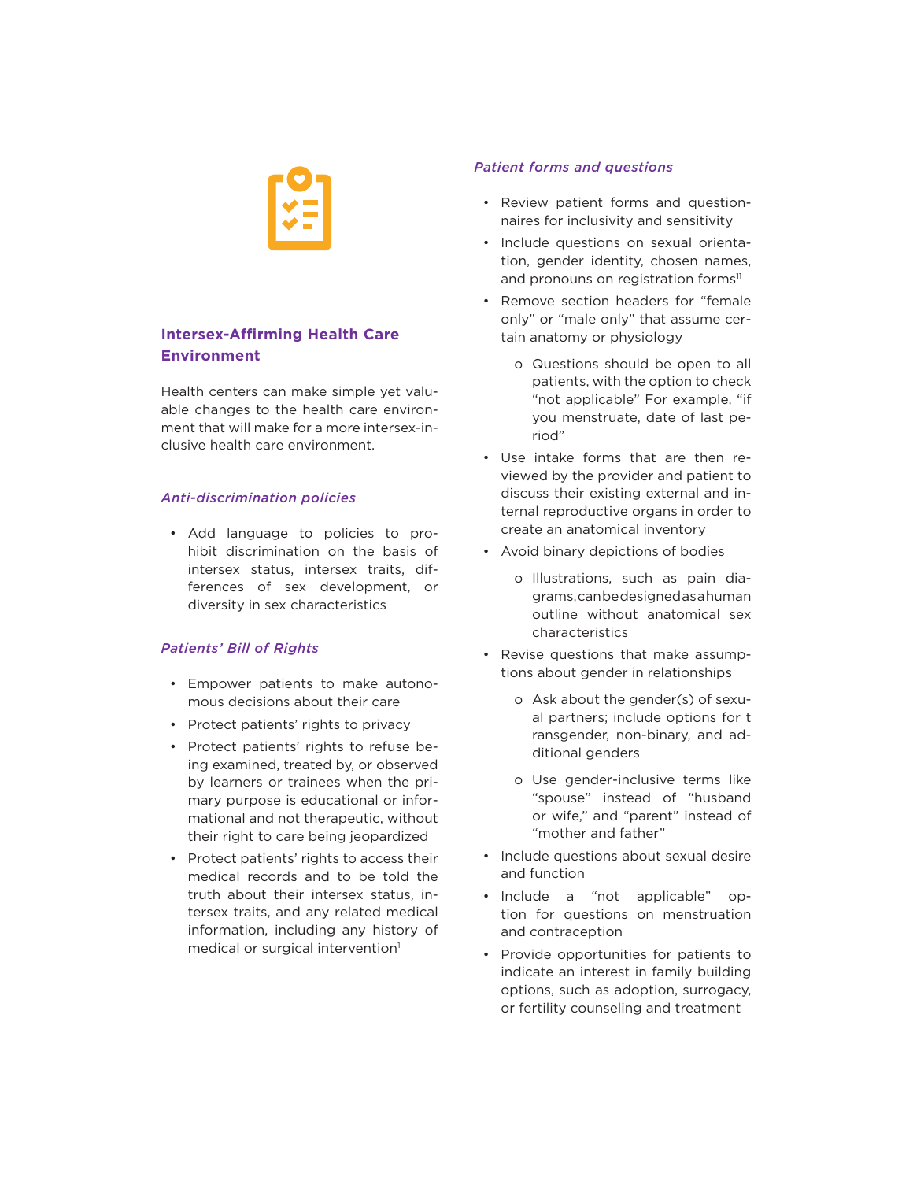## Intersex-Affirming Health Care Environment

Health centers can make simple yet valuable changes to the health care environment that will make for a more intersex-inclusive health care environment.

### *Anti-discrimination policies*

- Add language to policies to prohibit discrimination on the basis of intersex status, intersex traits, differences of sex development, or diversity in sex characteristics

### *Patients' Bill of Rights*

- Empower patients to make autonomous decisions about their care
- Protect patients' rights to privacy
- Protect patients' rights to refuse being examined, treated by, or observed by learners or trainees when the primary purpose is educational or informational and not therapeutic, without their right to care being jeopardized
- Protect patients' rights to access their medical records and to be told the truth about their intersex status, intersex traits, and any related medical information, including any history of medical or surgical intervention[1]

### *Patient forms and questions*

- Review patient forms and questionnaires for inclusivity and sensitivity
- Include questions on sexual orientation, gender identity, chosen names, and pronouns on registration forms[11]
- Remove section headers for "female only" or "male only" that assume certain anatomy or physiology
  - Questions should be open to all patients, with the option to check "not applicable" For example, "if you menstruate, date of last period"
- Use intake forms that are then reviewed by the provider and patient to discuss their existing external and internal reproductive organs in order to create an anatomical inventory
- Avoid binary depictions of bodies
  - Illustrations, such as pain diagrams, can be designed as a human outline without anatomical sex characteristics
- Revise questions that make assumptions about gender in relationships
  - Ask about the gender(s) of sexual partners; include options for transgender, non-binary, and additional genders
  - Use gender-inclusive terms like "spouse" instead of "husband or wife," and "parent" instead of "mother and father"
- Include questions about sexual desire and function
- Include a "not applicable" option for questions on menstruation and contraception
- Provide opportunities for patients to indicate an interest in family building options, such as adoption, surrogacy, or fertility counseling and treatment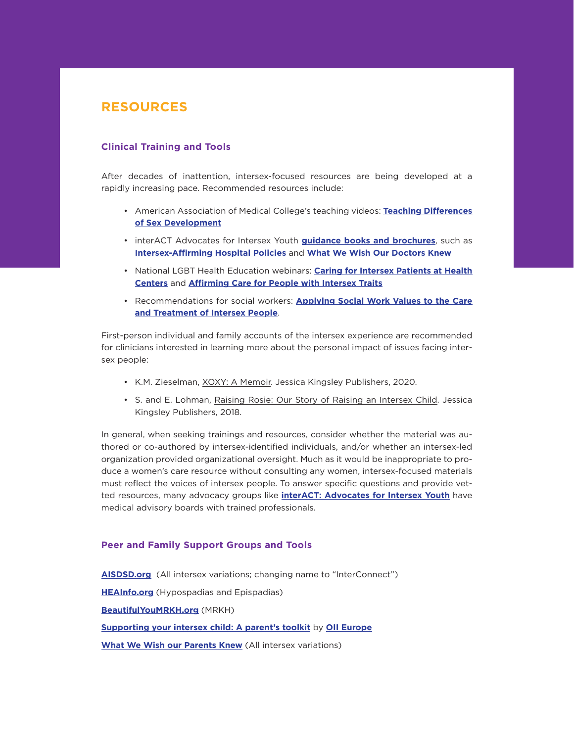# RESOURCES

## Clinical Training and Tools

After decades of inattention, intersex-focused resources are being developed at a rapidly increasing pace. Recommended resources include:

- American Association of Medical College's teaching videos: **Teaching Differences of Sex Development**
- interACT Advocates for Intersex Youth **guidance books and brochures**, such as **Intersex-Affirming Hospital Policies** and **What We Wish Our Doctors Knew**
- National LGBT Health Education webinars: **Caring for Intersex Patients at Health Centers** and **Affirming Care for People with Intersex Traits**
- Recommendations for social workers: **Applying Social Work Values to the Care and Treatment of Intersex People**.

First-person individual and family accounts of the intersex experience are recommended for clinicians interested in learning more about the personal impact of issues facing intersex people:

- K.M. Zieselman, XOXY: A Memoir. Jessica Kingsley Publishers, 2020.
- S. and E. Lohman, Raising Rosie: Our Story of Raising an Intersex Child. Jessica Kingsley Publishers, 2018.

In general, when seeking trainings and resources, consider whether the material was authored or co-authored by intersex-identified individuals, and/or whether an intersex-led organization provided organizational oversight. Much as it would be inappropriate to produce a women's care resource without consulting any women, intersex-focused materials must reflect the voices of intersex people. To answer specific questions and provide vetted resources, many advocacy groups like **interACT: Advocates for Intersex Youth** have medical advisory boards with trained professionals.

## Peer and Family Support Groups and Tools

**AISDSD.org** (All intersex variations; changing name to "InterConnect")

**HEAInfo.org** (Hypospadias and Epispadias)

**BeautifulYouMRKH.org** (MRKH)

**Supporting your intersex child: A parent's toolkit** by **OII Europe**

**What We Wish our Parents Knew** (All intersex variations)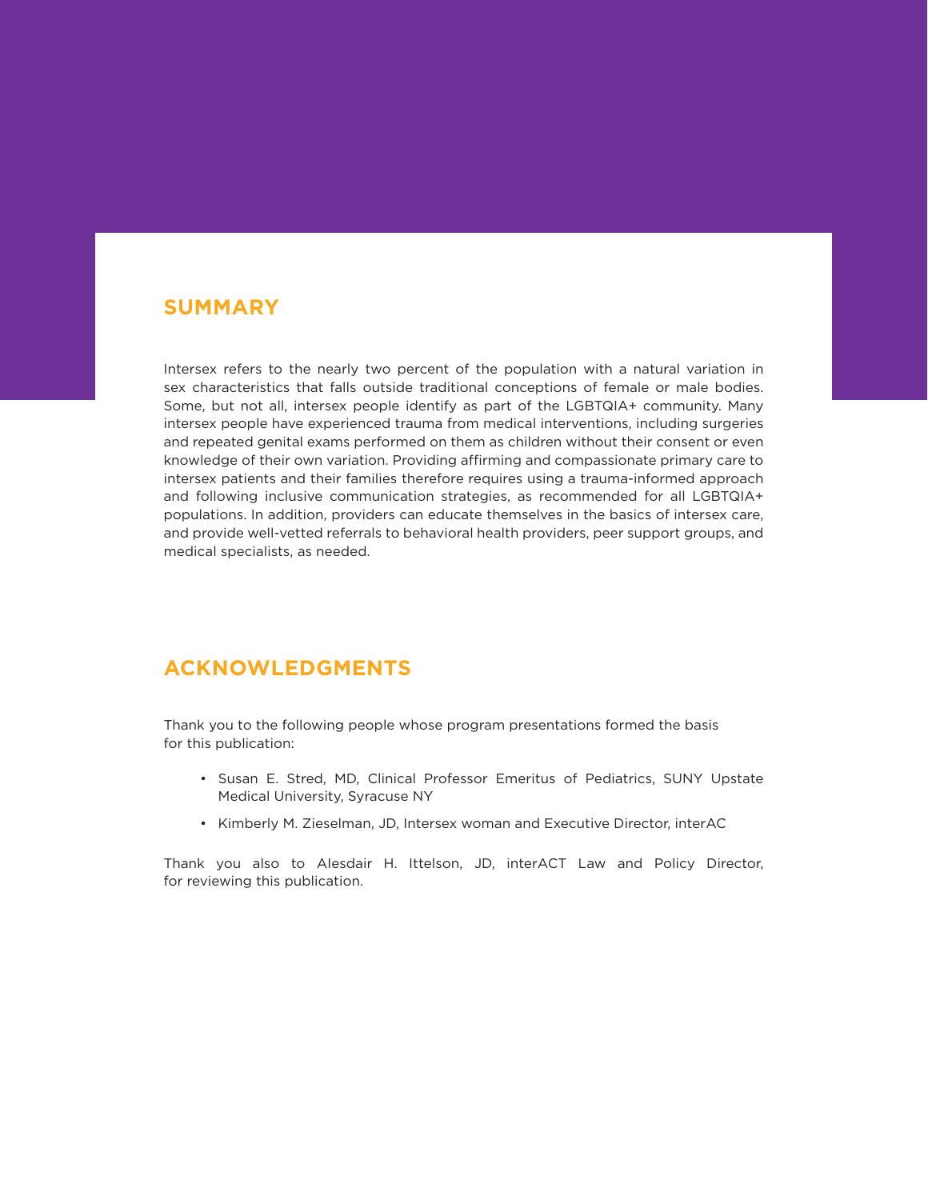## SUMMARY

Intersex refers to the nearly two percent of the population with a natural variation in sex characteristics that falls outside traditional conceptions of female or male bodies. Some, but not all, intersex people identify as part of the LGBTQIA+ community. Many intersex people have experienced trauma from medical interventions, including surgeries and repeated genital exams performed on them as children without their consent or even knowledge of their own variation. Providing affirming and compassionate primary care to intersex patients and their families therefore requires using a trauma-informed approach and following inclusive communication strategies, as recommended for all LGBTQIA+ populations. In addition, providers can educate themselves in the basics of intersex care, and provide well-vetted referrals to behavioral health providers, peer support groups, and medical specialists, as needed.

## ACKNOWLEDGMENTS

Thank you to the following people whose program presentations formed the basis for this publication:

- Susan E. Stred, MD, Clinical Professor Emeritus of Pediatrics, SUNY Upstate Medical University, Syracuse NY
- Kimberly M. Zieselman, JD, Intersex woman and Executive Director, interAC

Thank you also to Alesdair H. Ittelson, JD, interACT Law and Policy Director, for reviewing this publication.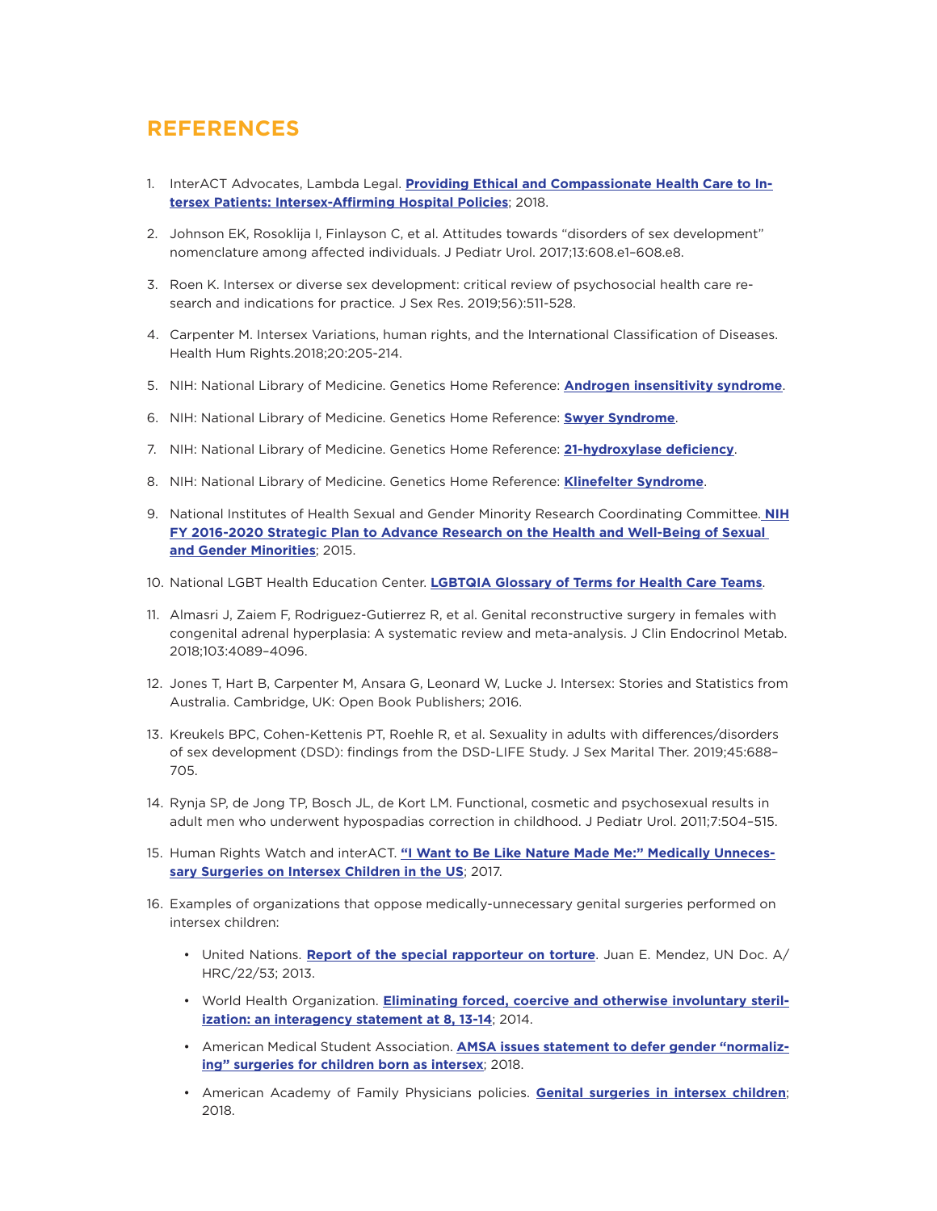## REFERENCES

1. InterACT Advocates, Lambda Legal. **Providing Ethical and Compassionate Health Care to Intersex Patients: Intersex-Affirming Hospital Policies**; 2018.

2. Johnson EK, Rosoklija I, Finlayson C, et al. Attitudes towards "disorders of sex development" nomenclature among affected individuals. J Pediatr Urol. 2017;13:608.e1–608.e8.

3. Roen K. Intersex or diverse sex development: critical review of psychosocial health care research and indications for practice. J Sex Res. 2019;56):511-528.

4. Carpenter M. Intersex Variations, human rights, and the International Classification of Diseases. Health Hum Rights.2018;20:205-214.

5. NIH: National Library of Medicine. Genetics Home Reference: **Androgen insensitivity syndrome**.

6. NIH: National Library of Medicine. Genetics Home Reference: **Swyer Syndrome**.

7. NIH: National Library of Medicine. Genetics Home Reference: **21-hydroxylase deficiency**.

8. NIH: National Library of Medicine. Genetics Home Reference: **Klinefelter Syndrome**.

9. National Institutes of Health Sexual and Gender Minority Research Coordinating Committee. **NIH FY 2016-2020 Strategic Plan to Advance Research on the Health and Well-Being of Sexual and Gender Minorities**; 2015.

10. National LGBT Health Education Center. **LGBTQIA Glossary of Terms for Health Care Teams**.

11. Almasri J, Zaiem F, Rodriguez-Gutierrez R, et al. Genital reconstructive surgery in females with congenital adrenal hyperplasia: A systematic review and meta-analysis. J Clin Endocrinol Metab. 2018;103:4089–4096.

12. Jones T, Hart B, Carpenter M, Ansara G, Leonard W, Lucke J. Intersex: Stories and Statistics from Australia. Cambridge, UK: Open Book Publishers; 2016.

13. Kreukels BPC, Cohen-Kettenis PT, Roehle R, et al. Sexuality in adults with differences/disorders of sex development (DSD): findings from the DSD-LIFE Study. J Sex Marital Ther. 2019;45:688–705.

14. Rynja SP, de Jong TP, Bosch JL, de Kort LM. Functional, cosmetic and psychosexual results in adult men who underwent hypospadias correction in childhood. J Pediatr Urol. 2011;7:504–515.

15. Human Rights Watch and interACT. **"I Want to Be Like Nature Made Me:" Medically Unnecessary Surgeries on Intersex Children in the US**; 2017.

16. Examples of organizations that oppose medically-unnecessary genital surgeries performed on intersex children:

    - United Nations. **Report of the special rapporteur on torture**. Juan E. Mendez, UN Doc. A/HRC/22/53; 2013.
    - World Health Organization. **Eliminating forced, coercive and otherwise involuntary sterilization: an interagency statement at 8, 13-14**; 2014.
    - American Medical Student Association. **AMSA issues statement to defer gender "normalizing" surgeries for children born as intersex**; 2018.
    - American Academy of Family Physicians policies. **Genital surgeries in intersex children**; 2018.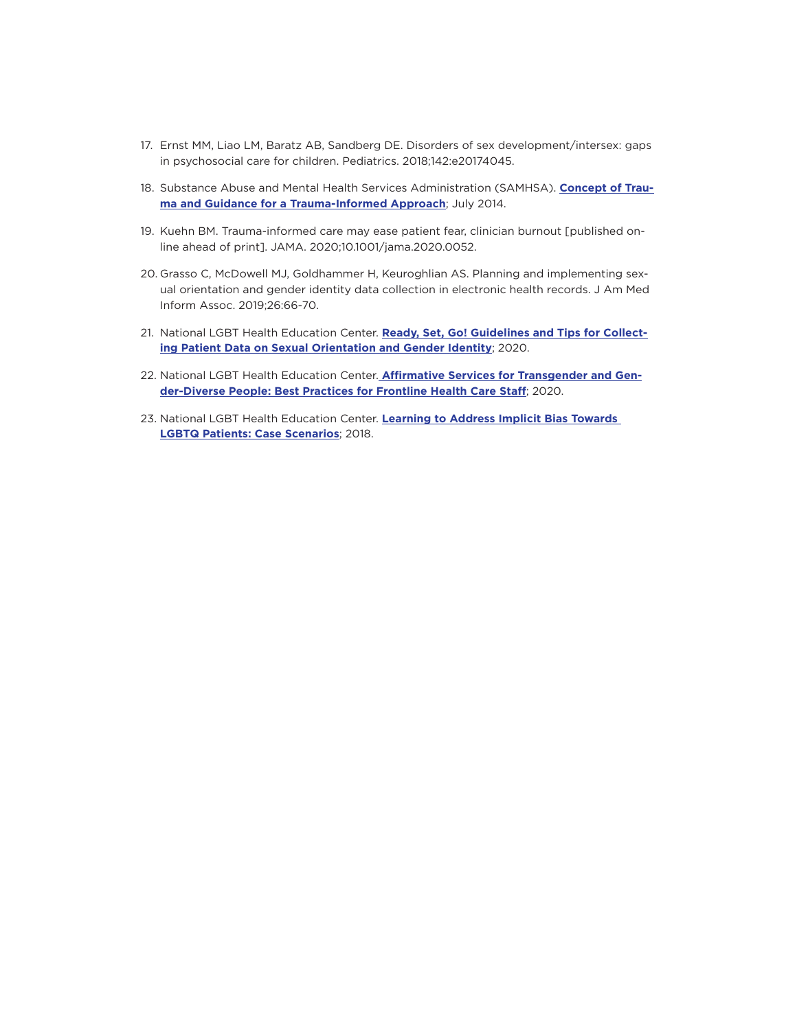17. Ernst MM, Liao LM, Baratz AB, Sandberg DE. Disorders of sex development/intersex: gaps in psychosocial care for children. Pediatrics. 2018;142:e20174045.

18. Substance Abuse and Mental Health Services Administration (SAMHSA). **Concept of Trauma and Guidance for a Trauma-Informed Approach**; July 2014.

19. Kuehn BM. Trauma-informed care may ease patient fear, clinician burnout [published online ahead of print]. JAMA. 2020;10.1001/jama.2020.0052.

20. Grasso C, McDowell MJ, Goldhammer H, Keuroghlian AS. Planning and implementing sexual orientation and gender identity data collection in electronic health records. J Am Med Inform Assoc. 2019;26:66-70.

21. National LGBT Health Education Center. **Ready, Set, Go! Guidelines and Tips for Collecting Patient Data on Sexual Orientation and Gender Identity**; 2020.

22. National LGBT Health Education Center. **Affirmative Services for Transgender and Gender-Diverse People: Best Practices for Frontline Health Care Staff**; 2020.

23. National LGBT Health Education Center. **Learning to Address Implicit Bias Towards LGBTQ Patients: Case Scenarios**; 2018.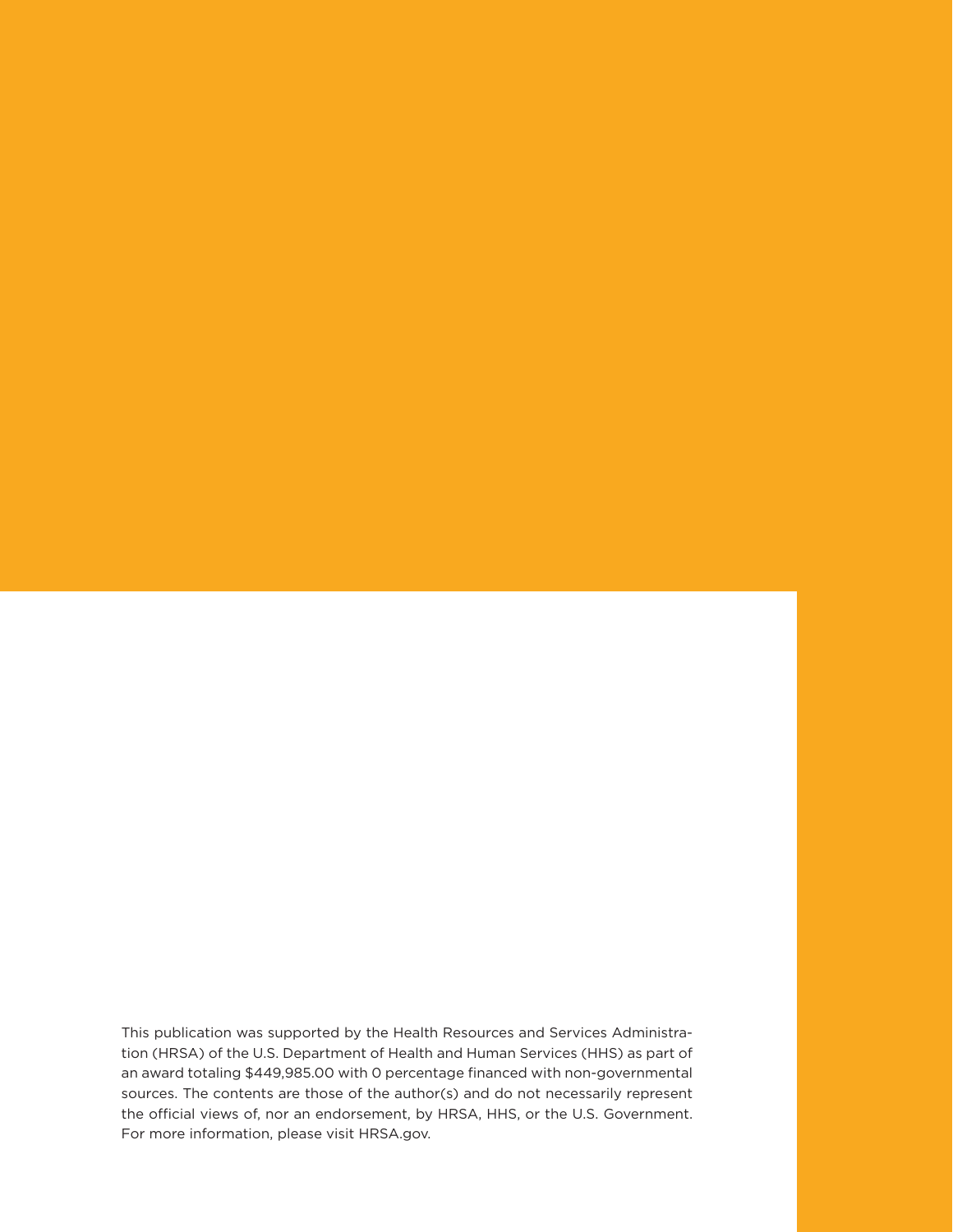This publication was supported by the Health Resources and Services Administration (HRSA) of the U.S. Department of Health and Human Services (HHS) as part of an award totaling $449,985.00 with 0 percentage financed with non-governmental sources. The contents are those of the author(s) and do not necessarily represent the official views of, nor an endorsement, by HRSA, HHS, or the U.S. Government. For more information, please visit HRSA.gov.